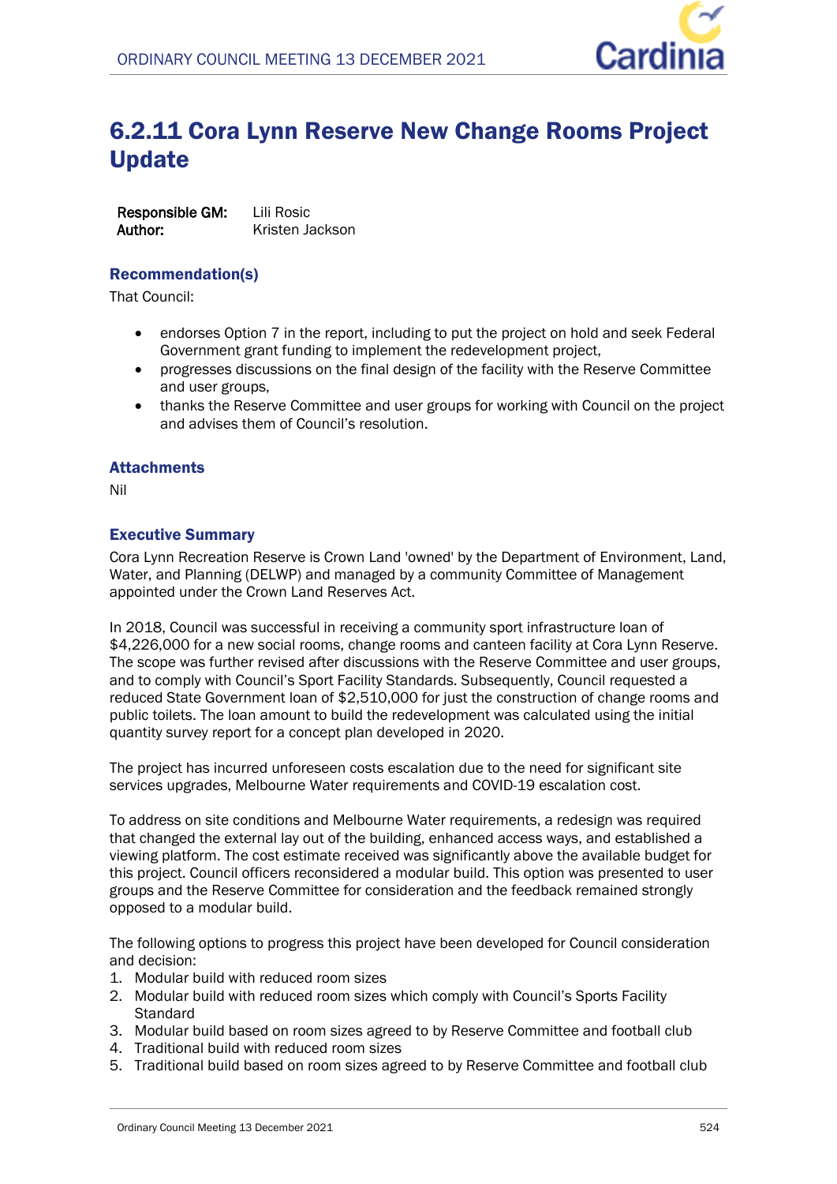# 6.2.11 Cora Lynn Reserve New Change Rooms Project Update

**Responsible GM:** Lili Rosic
**Author:** Kristen Jackson

## Recommendation(s)

That Council:

- endorses Option 7 in the report, including to put the project on hold and seek Federal Government grant funding to implement the redevelopment project,
- progresses discussions on the final design of the facility with the Reserve Committee and user groups,
- thanks the Reserve Committee and user groups for working with Council on the project and advises them of Council's resolution.

## Attachments

Nil

## Executive Summary

Cora Lynn Recreation Reserve is Crown Land 'owned' by the Department of Environment, Land, Water, and Planning (DELWP) and managed by a community Committee of Management appointed under the Crown Land Reserves Act.

In 2018, Council was successful in receiving a community sport infrastructure loan of $4,226,000 for a new social rooms, change rooms and canteen facility at Cora Lynn Reserve. The scope was further revised after discussions with the Reserve Committee and user groups, and to comply with Council's Sport Facility Standards. Subsequently, Council requested a reduced State Government loan of $2,510,000 for just the construction of change rooms and public toilets. The loan amount to build the redevelopment was calculated using the initial quantity survey report for a concept plan developed in 2020.

The project has incurred unforeseen costs escalation due to the need for significant site services upgrades, Melbourne Water requirements and COVID-19 escalation cost.

To address on site conditions and Melbourne Water requirements, a redesign was required that changed the external lay out of the building, enhanced access ways, and established a viewing platform. The cost estimate received was significantly above the available budget for this project. Council officers reconsidered a modular build. This option was presented to user groups and the Reserve Committee for consideration and the feedback remained strongly opposed to a modular build.

The following options to progress this project have been developed for Council consideration and decision:

1. Modular build with reduced room sizes
2. Modular build with reduced room sizes which comply with Council's Sports Facility Standard
3. Modular build based on room sizes agreed to by Reserve Committee and football club
4. Traditional build with reduced room sizes
5. Traditional build based on room sizes agreed to by Reserve Committee and football club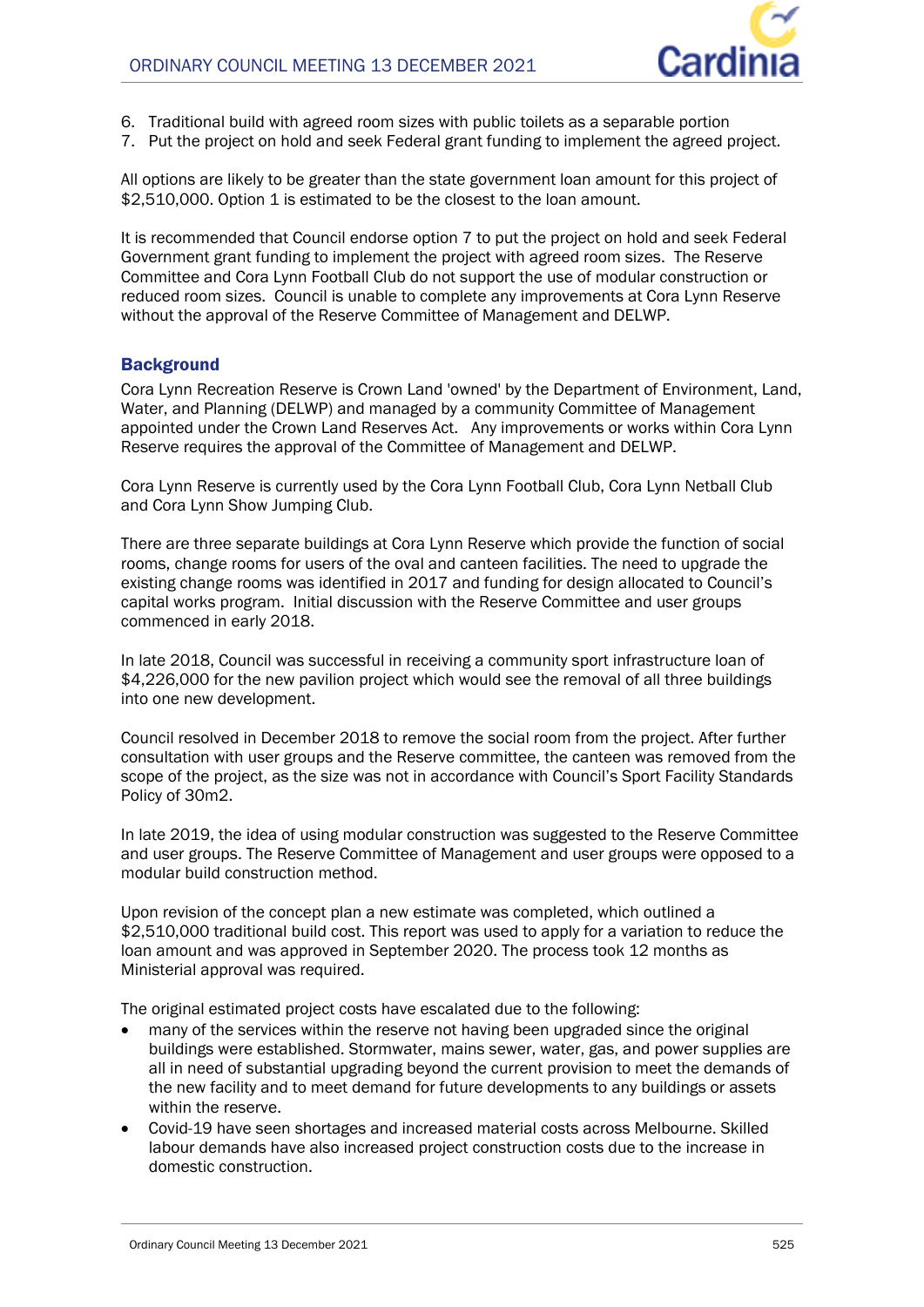6. Traditional build with agreed room sizes with public toilets as a separable portion
7. Put the project on hold and seek Federal grant funding to implement the agreed project.

All options are likely to be greater than the state government loan amount for this project of $2,510,000. Option 1 is estimated to be the closest to the loan amount.

It is recommended that Council endorse option 7 to put the project on hold and seek Federal Government grant funding to implement the project with agreed room sizes. The Reserve Committee and Cora Lynn Football Club do not support the use of modular construction or reduced room sizes. Council is unable to complete any improvements at Cora Lynn Reserve without the approval of the Reserve Committee of Management and DELWP.

## Background

Cora Lynn Recreation Reserve is Crown Land 'owned' by the Department of Environment, Land, Water, and Planning (DELWP) and managed by a community Committee of Management appointed under the Crown Land Reserves Act. Any improvements or works within Cora Lynn Reserve requires the approval of the Committee of Management and DELWP.

Cora Lynn Reserve is currently used by the Cora Lynn Football Club, Cora Lynn Netball Club and Cora Lynn Show Jumping Club.

There are three separate buildings at Cora Lynn Reserve which provide the function of social rooms, change rooms for users of the oval and canteen facilities. The need to upgrade the existing change rooms was identified in 2017 and funding for design allocated to Council's capital works program. Initial discussion with the Reserve Committee and user groups commenced in early 2018.

In late 2018, Council was successful in receiving a community sport infrastructure loan of $4,226,000 for the new pavilion project which would see the removal of all three buildings into one new development.

Council resolved in December 2018 to remove the social room from the project. After further consultation with user groups and the Reserve committee, the canteen was removed from the scope of the project, as the size was not in accordance with Council's Sport Facility Standards Policy of 30m2.

In late 2019, the idea of using modular construction was suggested to the Reserve Committee and user groups. The Reserve Committee of Management and user groups were opposed to a modular build construction method.

Upon revision of the concept plan a new estimate was completed, which outlined a $2,510,000 traditional build cost. This report was used to apply for a variation to reduce the loan amount and was approved in September 2020. The process took 12 months as Ministerial approval was required.

The original estimated project costs have escalated due to the following:

- many of the services within the reserve not having been upgraded since the original buildings were established. Stormwater, mains sewer, water, gas, and power supplies are all in need of substantial upgrading beyond the current provision to meet the demands of the new facility and to meet demand for future developments to any buildings or assets within the reserve.
- Covid-19 have seen shortages and increased material costs across Melbourne. Skilled labour demands have also increased project construction costs due to the increase in domestic construction.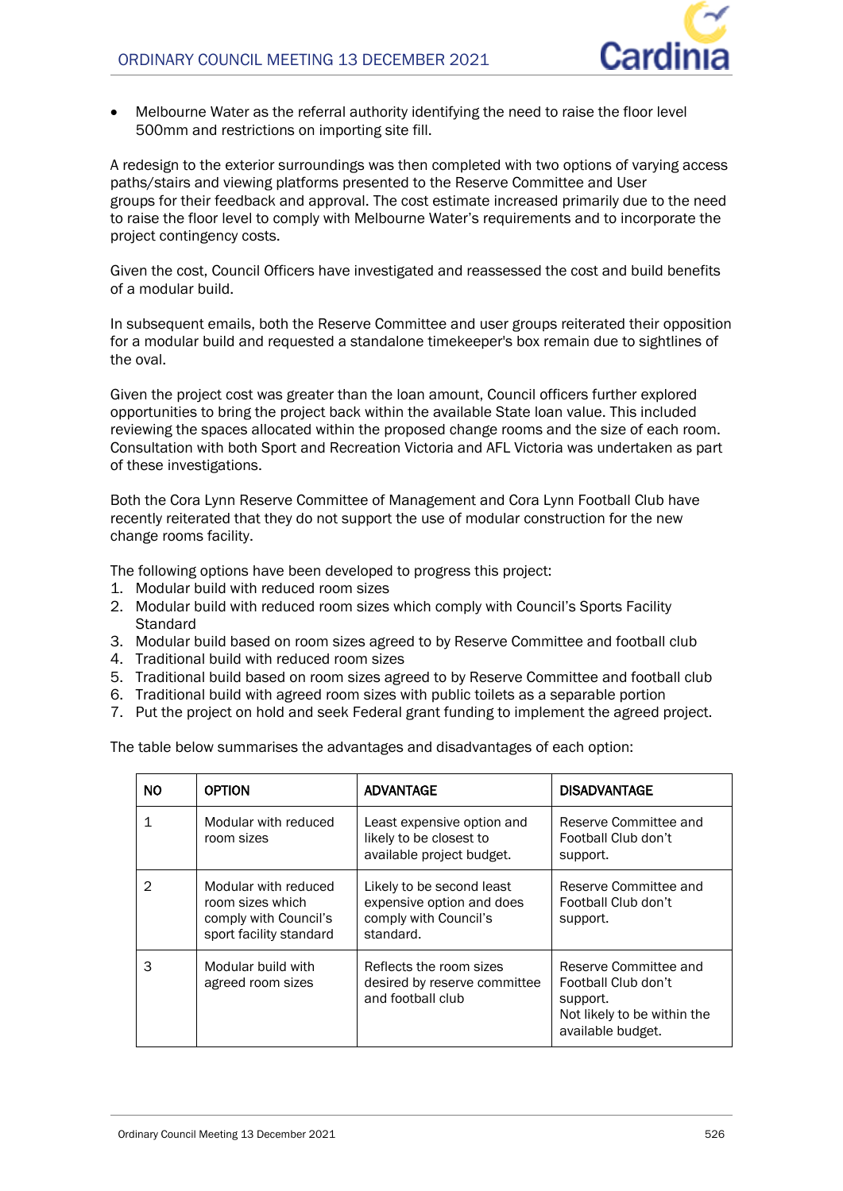- Melbourne Water as the referral authority identifying the need to raise the floor level 500mm and restrictions on importing site fill.

A redesign to the exterior surroundings was then completed with two options of varying access paths/stairs and viewing platforms presented to the Reserve Committee and User groups for their feedback and approval. The cost estimate increased primarily due to the need to raise the floor level to comply with Melbourne Water's requirements and to incorporate the project contingency costs.

Given the cost, Council Officers have investigated and reassessed the cost and build benefits of a modular build.

In subsequent emails, both the Reserve Committee and user groups reiterated their opposition for a modular build and requested a standalone timekeeper's box remain due to sightlines of the oval.

Given the project cost was greater than the loan amount, Council officers further explored opportunities to bring the project back within the available State loan value. This included reviewing the spaces allocated within the proposed change rooms and the size of each room. Consultation with both Sport and Recreation Victoria and AFL Victoria was undertaken as part of these investigations.

Both the Cora Lynn Reserve Committee of Management and Cora Lynn Football Club have recently reiterated that they do not support the use of modular construction for the new change rooms facility.

The following options have been developed to progress this project:

1. Modular build with reduced room sizes
2. Modular build with reduced room sizes which comply with Council's Sports Facility Standard
3. Modular build based on room sizes agreed to by Reserve Committee and football club
4. Traditional build with reduced room sizes
5. Traditional build based on room sizes agreed to by Reserve Committee and football club
6. Traditional build with agreed room sizes with public toilets as a separable portion
7. Put the project on hold and seek Federal grant funding to implement the agreed project.

The table below summarises the advantages and disadvantages of each option:

| NO | OPTION | ADVANTAGE | DISADVANTAGE |
|---|---|---|---|
| 1 | Modular with reduced room sizes | Least expensive option and likely to be closest to available project budget. | Reserve Committee and Football Club don't support. |
| 2 | Modular with reduced room sizes which comply with Council's sport facility standard | Likely to be second least expensive option and does comply with Council's standard. | Reserve Committee and Football Club don't support. |
| 3 | Modular build with agreed room sizes | Reflects the room sizes desired by reserve committee and football club | Reserve Committee and Football Club don't support.<br>Not likely to be within the available budget. |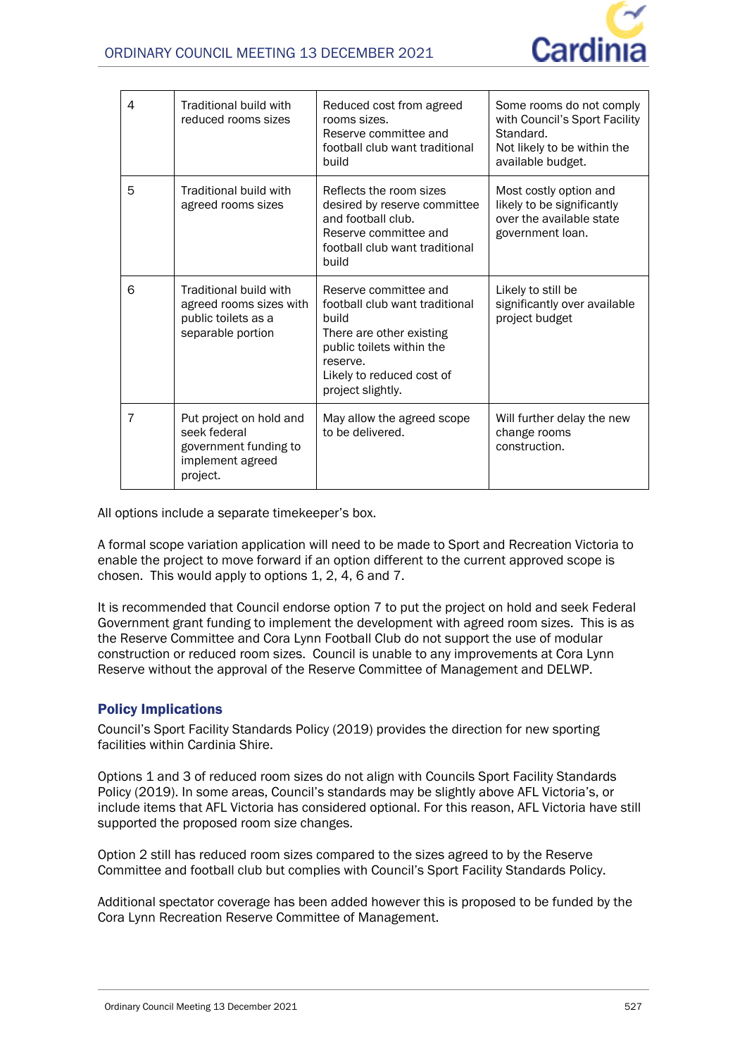| 4 | Traditional build with reduced rooms sizes | Reduced cost from agreed rooms sizes. Reserve committee and football club want traditional build | Some rooms do not comply with Council's Sport Facility Standard. Not likely to be within the available budget. |
|---|---|---|---|
| 5 | Traditional build with agreed rooms sizes | Reflects the room sizes desired by reserve committee and football club. Reserve committee and football club want traditional build | Most costly option and likely to be significantly over the available state government loan. |
| 6 | Traditional build with agreed rooms sizes with public toilets as a separable portion | Reserve committee and football club want traditional build There are other existing public toilets within the reserve. Likely to reduced cost of project slightly. | Likely to still be significantly over available project budget |
| 7 | Put project on hold and seek federal government funding to implement agreed project. | May allow the agreed scope to be delivered. | Will further delay the new change rooms construction. |

All options include a separate timekeeper's box.

A formal scope variation application will need to be made to Sport and Recreation Victoria to enable the project to move forward if an option different to the current approved scope is chosen. This would apply to options 1, 2, 4, 6 and 7.

It is recommended that Council endorse option 7 to put the project on hold and seek Federal Government grant funding to implement the development with agreed room sizes. This is as the Reserve Committee and Cora Lynn Football Club do not support the use of modular construction or reduced room sizes. Council is unable to any improvements at Cora Lynn Reserve without the approval of the Reserve Committee of Management and DELWP.

## Policy Implications

Council's Sport Facility Standards Policy (2019) provides the direction for new sporting facilities within Cardinia Shire.

Options 1 and 3 of reduced room sizes do not align with Councils Sport Facility Standards Policy (2019). In some areas, Council's standards may be slightly above AFL Victoria's, or include items that AFL Victoria has considered optional. For this reason, AFL Victoria have still supported the proposed room size changes.

Option 2 still has reduced room sizes compared to the sizes agreed to by the Reserve Committee and football club but complies with Council's Sport Facility Standards Policy.

Additional spectator coverage has been added however this is proposed to be funded by the Cora Lynn Recreation Reserve Committee of Management.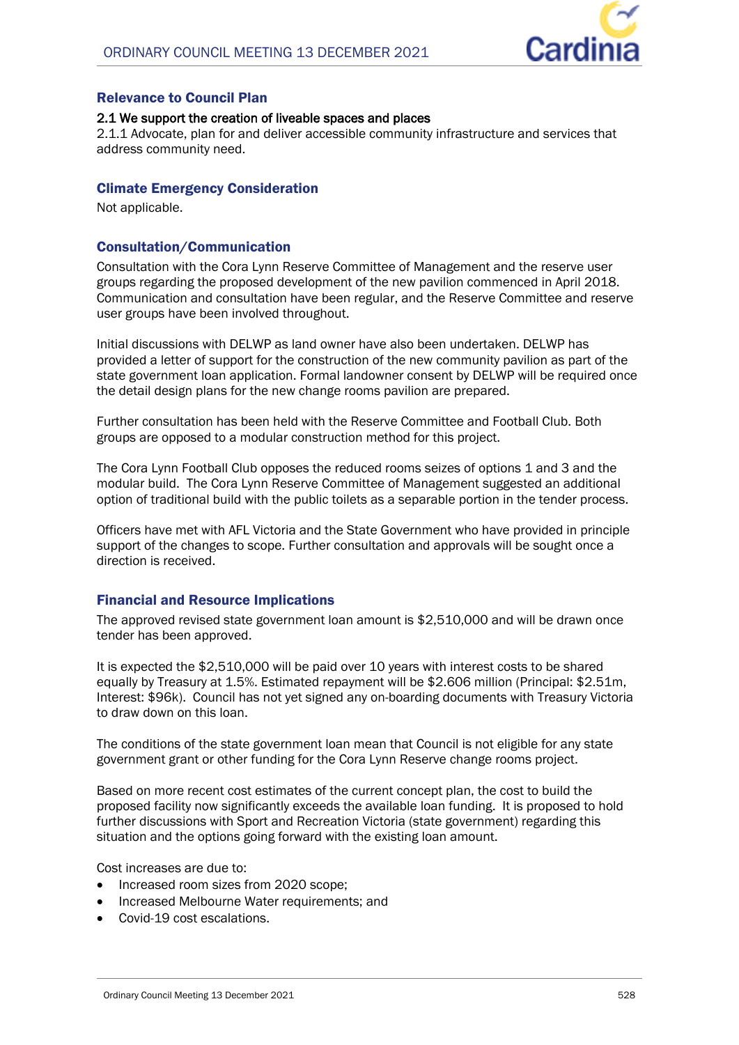## Relevance to Council Plan

**2.1 We support the creation of liveable spaces and places**

2.1.1 Advocate, plan for and deliver accessible community infrastructure and services that address community need.

## Climate Emergency Consideration

Not applicable.

## Consultation/Communication

Consultation with the Cora Lynn Reserve Committee of Management and the reserve user groups regarding the proposed development of the new pavilion commenced in April 2018. Communication and consultation have been regular, and the Reserve Committee and reserve user groups have been involved throughout.

Initial discussions with DELWP as land owner have also been undertaken. DELWP has provided a letter of support for the construction of the new community pavilion as part of the state government loan application. Formal landowner consent by DELWP will be required once the detail design plans for the new change rooms pavilion are prepared.

Further consultation has been held with the Reserve Committee and Football Club. Both groups are opposed to a modular construction method for this project.

The Cora Lynn Football Club opposes the reduced rooms seizes of options 1 and 3 and the modular build. The Cora Lynn Reserve Committee of Management suggested an additional option of traditional build with the public toilets as a separable portion in the tender process.

Officers have met with AFL Victoria and the State Government who have provided in principle support of the changes to scope. Further consultation and approvals will be sought once a direction is received.

## Financial and Resource Implications

The approved revised state government loan amount is $2,510,000 and will be drawn once tender has been approved.

It is expected the $2,510,000 will be paid over 10 years with interest costs to be shared equally by Treasury at 1.5%. Estimated repayment will be $2.606 million (Principal: $2.51m, Interest: $96k). Council has not yet signed any on-boarding documents with Treasury Victoria to draw down on this loan.

The conditions of the state government loan mean that Council is not eligible for any state government grant or other funding for the Cora Lynn Reserve change rooms project.

Based on more recent cost estimates of the current concept plan, the cost to build the proposed facility now significantly exceeds the available loan funding. It is proposed to hold further discussions with Sport and Recreation Victoria (state government) regarding this situation and the options going forward with the existing loan amount.

Cost increases are due to:

- Increased room sizes from 2020 scope;
- Increased Melbourne Water requirements; and
- Covid-19 cost escalations.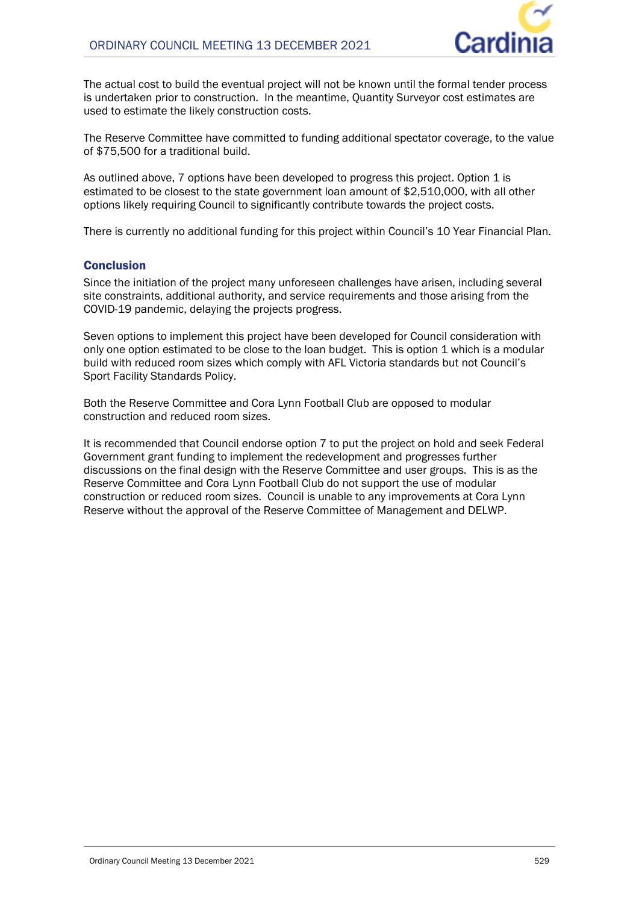The actual cost to build the eventual project will not be known until the formal tender process is undertaken prior to construction. In the meantime, Quantity Surveyor cost estimates are used to estimate the likely construction costs.

The Reserve Committee have committed to funding additional spectator coverage, to the value of $75,500 for a traditional build.

As outlined above, 7 options have been developed to progress this project. Option 1 is estimated to be closest to the state government loan amount of $2,510,000, with all other options likely requiring Council to significantly contribute towards the project costs.

There is currently no additional funding for this project within Council's 10 Year Financial Plan.

## Conclusion

Since the initiation of the project many unforeseen challenges have arisen, including several site constraints, additional authority, and service requirements and those arising from the COVID-19 pandemic, delaying the projects progress.

Seven options to implement this project have been developed for Council consideration with only one option estimated to be close to the loan budget. This is option 1 which is a modular build with reduced room sizes which comply with AFL Victoria standards but not Council's Sport Facility Standards Policy.

Both the Reserve Committee and Cora Lynn Football Club are opposed to modular construction and reduced room sizes.

It is recommended that Council endorse option 7 to put the project on hold and seek Federal Government grant funding to implement the redevelopment and progresses further discussions on the final design with the Reserve Committee and user groups. This is as the Reserve Committee and Cora Lynn Football Club do not support the use of modular construction or reduced room sizes. Council is unable to any improvements at Cora Lynn Reserve without the approval of the Reserve Committee of Management and DELWP.